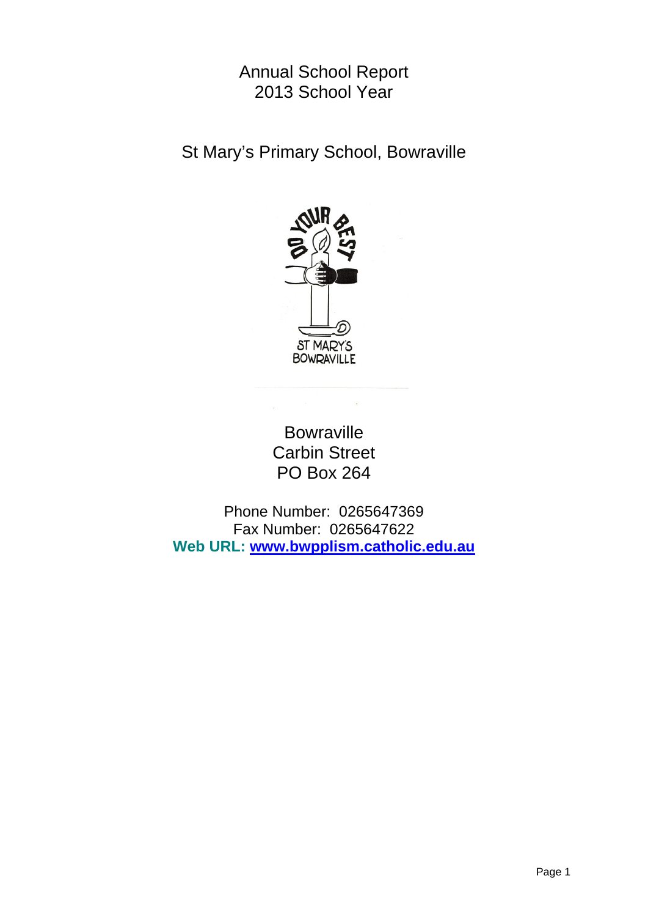# Annual School Report
# 2013 School Year

## St Mary's Primary School, Bowraville

Bowraville
Carbin Street
PO Box 264

Phone Number: 0265647369
Fax Number: 0265647622
**Web URL: [www.bwpplism.catholic.edu.au](http://www.bwpplism.catholic.edu.au)**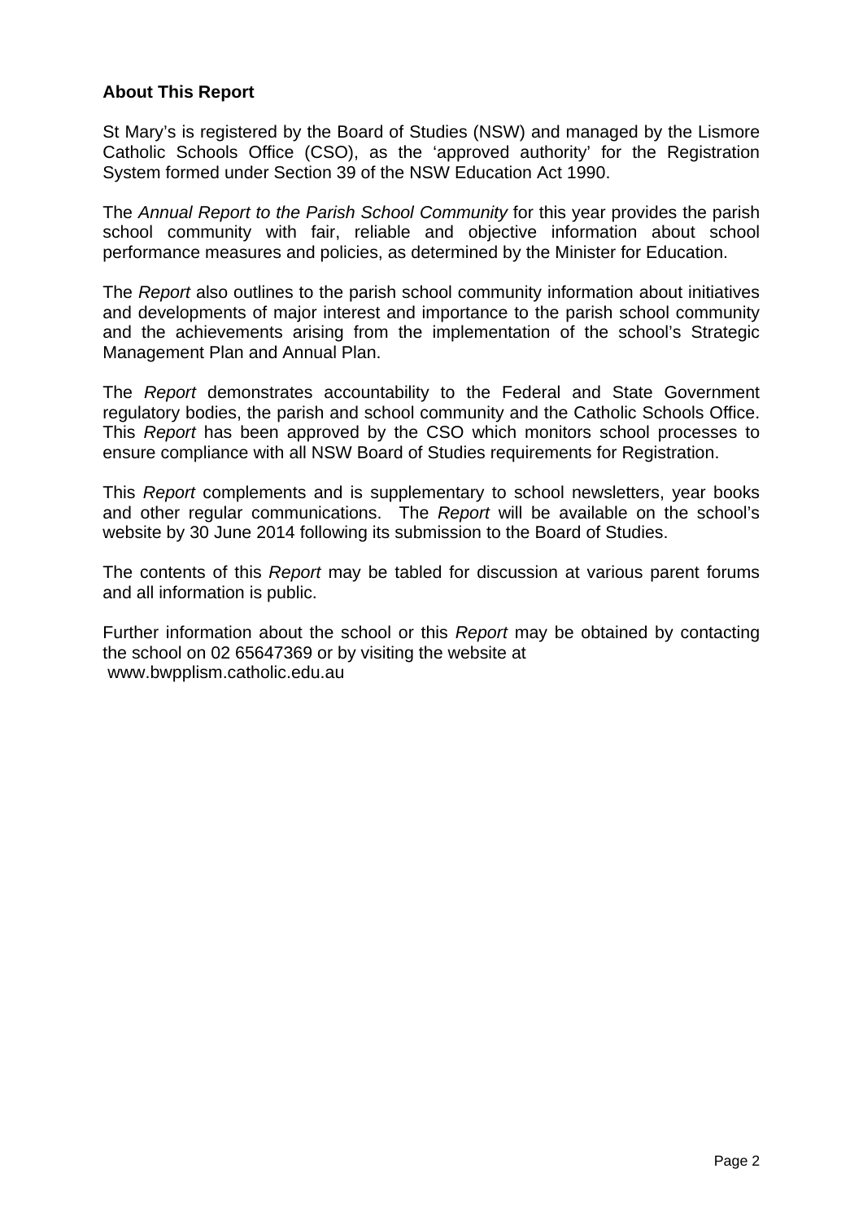**About This Report**

St Mary's is registered by the Board of Studies (NSW) and managed by the Lismore Catholic Schools Office (CSO), as the 'approved authority' for the Registration System formed under Section 39 of the NSW Education Act 1990.

The *Annual Report to the Parish School Community* for this year provides the parish school community with fair, reliable and objective information about school performance measures and policies, as determined by the Minister for Education.

The *Report* also outlines to the parish school community information about initiatives and developments of major interest and importance to the parish school community and the achievements arising from the implementation of the school's Strategic Management Plan and Annual Plan.

The *Report* demonstrates accountability to the Federal and State Government regulatory bodies, the parish and school community and the Catholic Schools Office. This *Report* has been approved by the CSO which monitors school processes to ensure compliance with all NSW Board of Studies requirements for Registration.

This *Report* complements and is supplementary to school newsletters, year books and other regular communications. The *Report* will be available on the school's website by 30 June 2014 following its submission to the Board of Studies.

The contents of this *Report* may be tabled for discussion at various parent forums and all information is public.

Further information about the school or this *Report* may be obtained by contacting the school on 02 65647369 or by visiting the website at www.bwpplism.catholic.edu.au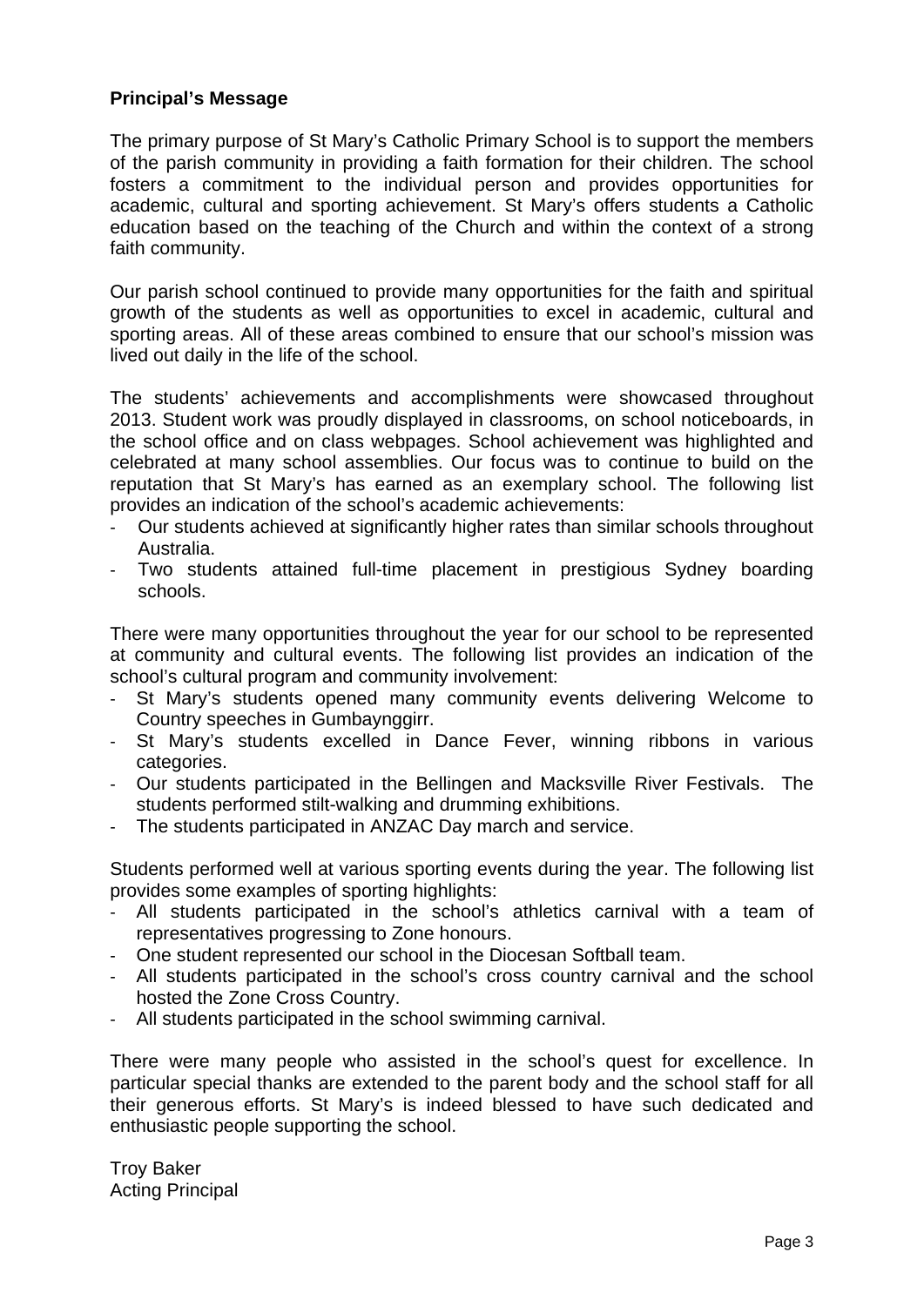**Principal's Message**

The primary purpose of St Mary's Catholic Primary School is to support the members of the parish community in providing a faith formation for their children. The school fosters a commitment to the individual person and provides opportunities for academic, cultural and sporting achievement. St Mary's offers students a Catholic education based on the teaching of the Church and within the context of a strong faith community.

Our parish school continued to provide many opportunities for the faith and spiritual growth of the students as well as opportunities to excel in academic, cultural and sporting areas. All of these areas combined to ensure that our school's mission was lived out daily in the life of the school.

The students' achievements and accomplishments were showcased throughout 2013. Student work was proudly displayed in classrooms, on school noticeboards, in the school office and on class webpages. School achievement was highlighted and celebrated at many school assemblies. Our focus was to continue to build on the reputation that St Mary's has earned as an exemplary school. The following list provides an indication of the school's academic achievements:

- Our students achieved at significantly higher rates than similar schools throughout Australia.
- Two students attained full-time placement in prestigious Sydney boarding schools.

There were many opportunities throughout the year for our school to be represented at community and cultural events. The following list provides an indication of the school's cultural program and community involvement:

- St Mary's students opened many community events delivering Welcome to Country speeches in Gumbaynggirr.
- St Mary's students excelled in Dance Fever, winning ribbons in various categories.
- Our students participated in the Bellingen and Macksville River Festivals. The students performed stilt-walking and drumming exhibitions.
- The students participated in ANZAC Day march and service.

Students performed well at various sporting events during the year. The following list provides some examples of sporting highlights:

- All students participated in the school's athletics carnival with a team of representatives progressing to Zone honours.
- One student represented our school in the Diocesan Softball team.
- All students participated in the school's cross country carnival and the school hosted the Zone Cross Country.
- All students participated in the school swimming carnival.

There were many people who assisted in the school's quest for excellence. In particular special thanks are extended to the parent body and the school staff for all their generous efforts. St Mary's is indeed blessed to have such dedicated and enthusiastic people supporting the school.

Troy Baker
Acting Principal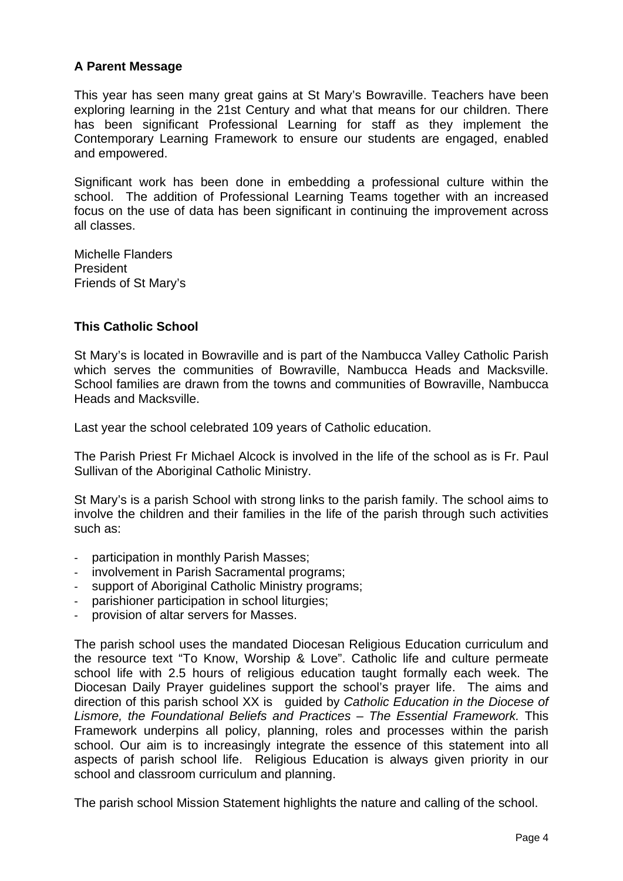## A Parent Message

This year has seen many great gains at St Mary's Bowraville. Teachers have been exploring learning in the 21st Century and what that means for our children. There has been significant Professional Learning for staff as they implement the Contemporary Learning Framework to ensure our students are engaged, enabled and empowered.

Significant work has been done in embedding a professional culture within the school. The addition of Professional Learning Teams together with an increased focus on the use of data has been significant in continuing the improvement across all classes.

Michelle Flanders
President
Friends of St Mary's

## This Catholic School

St Mary's is located in Bowraville and is part of the Nambucca Valley Catholic Parish which serves the communities of Bowraville, Nambucca Heads and Macksville. School families are drawn from the towns and communities of Bowraville, Nambucca Heads and Macksville.

Last year the school celebrated 109 years of Catholic education.

The Parish Priest Fr Michael Alcock is involved in the life of the school as is Fr. Paul Sullivan of the Aboriginal Catholic Ministry.

St Mary's is a parish School with strong links to the parish family. The school aims to involve the children and their families in the life of the parish through such activities such as:

- participation in monthly Parish Masses;
- involvement in Parish Sacramental programs;
- support of Aboriginal Catholic Ministry programs;
- parishioner participation in school liturgies;
- provision of altar servers for Masses.

The parish school uses the mandated Diocesan Religious Education curriculum and the resource text "To Know, Worship & Love". Catholic life and culture permeate school life with 2.5 hours of religious education taught formally each week. The Diocesan Daily Prayer guidelines support the school's prayer life. The aims and direction of this parish school XX is guided by *Catholic Education in the Diocese of Lismore, the Foundational Beliefs and Practices – The Essential Framework.* This Framework underpins all policy, planning, roles and processes within the parish school. Our aim is to increasingly integrate the essence of this statement into all aspects of parish school life. Religious Education is always given priority in our school and classroom curriculum and planning.

The parish school Mission Statement highlights the nature and calling of the school.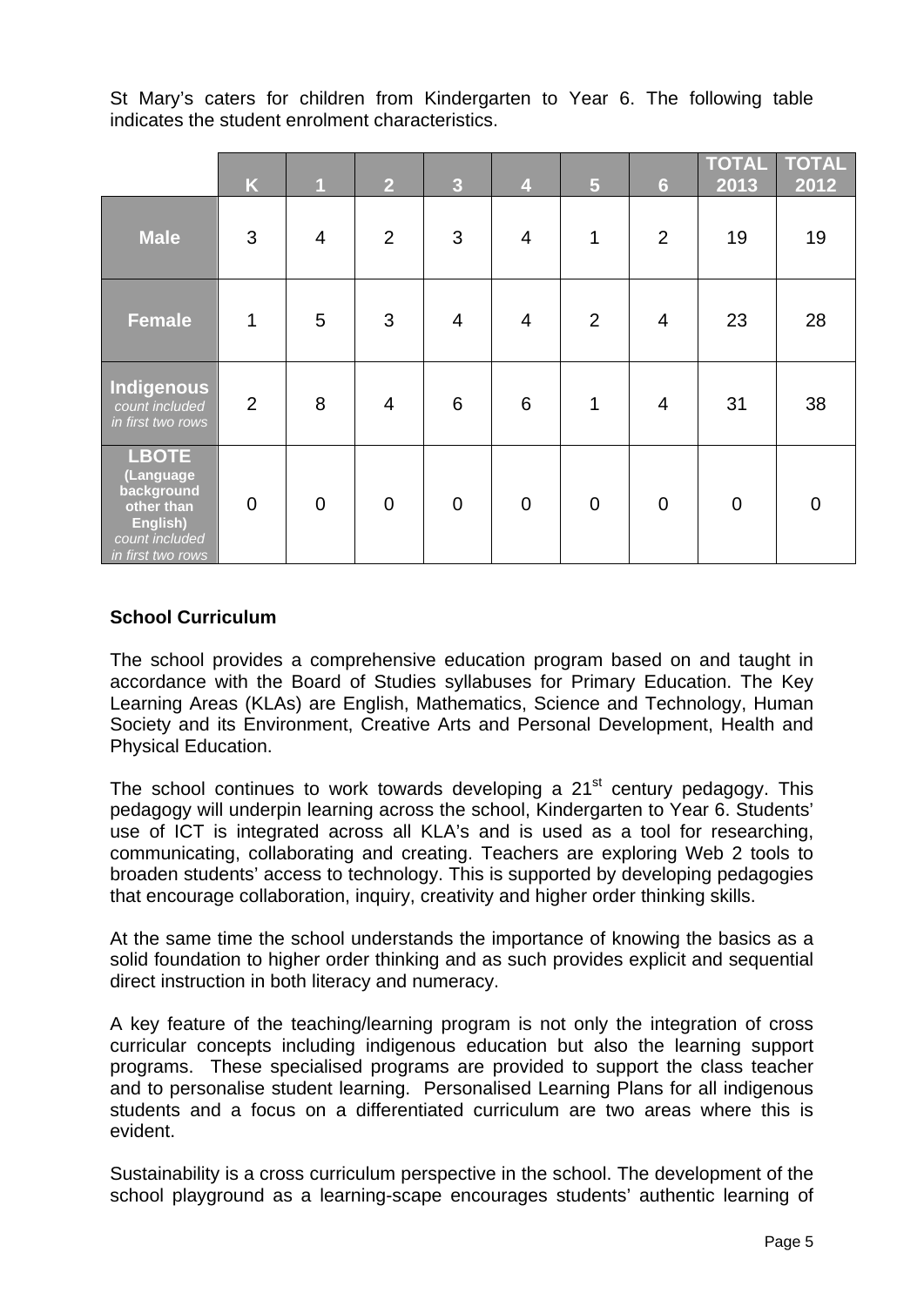St Mary's caters for children from Kindergarten to Year 6. The following table indicates the student enrolment characteristics.

| | K | 1 | 2 | 3 | 4 | 5 | 6 | TOTAL 2013 | TOTAL 2012 |
|---|---|---|---|---|---|---|---|---|---|
| **Male** | 3 | 4 | 2 | 3 | 4 | 1 | 2 | 19 | 19 |
| **Female** | 1 | 5 | 3 | 4 | 4 | 2 | 4 | 23 | 28 |
| **Indigenous** *count included in first two rows* | 2 | 8 | 4 | 6 | 6 | 1 | 4 | 31 | 38 |
| **LBOTE (Language background other than English)** *count included in first two rows* | 0 | 0 | 0 | 0 | 0 | 0 | 0 | 0 | 0 |

**School Curriculum**

The school provides a comprehensive education program based on and taught in accordance with the Board of Studies syllabuses for Primary Education. The Key Learning Areas (KLAs) are English, Mathematics, Science and Technology, Human Society and its Environment, Creative Arts and Personal Development, Health and Physical Education.

The school continues to work towards developing a 21st century pedagogy. This pedagogy will underpin learning across the school, Kindergarten to Year 6. Students' use of ICT is integrated across all KLA's and is used as a tool for researching, communicating, collaborating and creating. Teachers are exploring Web 2 tools to broaden students' access to technology. This is supported by developing pedagogies that encourage collaboration, inquiry, creativity and higher order thinking skills.

At the same time the school understands the importance of knowing the basics as a solid foundation to higher order thinking and as such provides explicit and sequential direct instruction in both literacy and numeracy.

A key feature of the teaching/learning program is not only the integration of cross curricular concepts including indigenous education but also the learning support programs. These specialised programs are provided to support the class teacher and to personalise student learning. Personalised Learning Plans for all indigenous students and a focus on a differentiated curriculum are two areas where this is evident.

Sustainability is a cross curriculum perspective in the school. The development of the school playground as a learning-scape encourages students' authentic learning of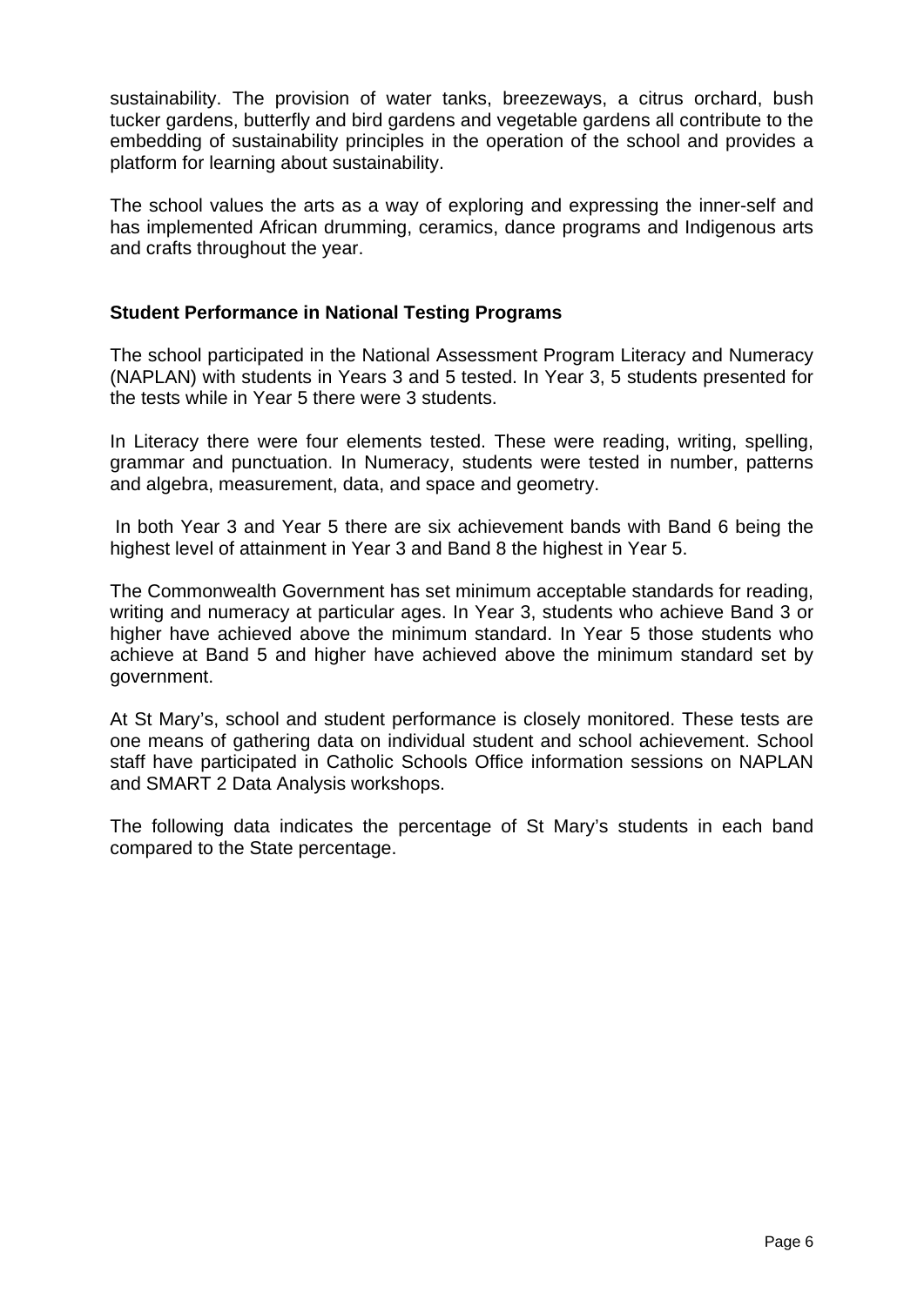sustainability. The provision of water tanks, breezeways, a citrus orchard, bush tucker gardens, butterfly and bird gardens and vegetable gardens all contribute to the embedding of sustainability principles in the operation of the school and provides a platform for learning about sustainability.

The school values the arts as a way of exploring and expressing the inner-self and has implemented African drumming, ceramics, dance programs and Indigenous arts and crafts throughout the year.

## Student Performance in National Testing Programs

The school participated in the National Assessment Program Literacy and Numeracy (NAPLAN) with students in Years 3 and 5 tested. In Year 3, 5 students presented for the tests while in Year 5 there were 3 students.

In Literacy there were four elements tested. These were reading, writing, spelling, grammar and punctuation. In Numeracy, students were tested in number, patterns and algebra, measurement, data, and space and geometry.

In both Year 3 and Year 5 there are six achievement bands with Band 6 being the highest level of attainment in Year 3 and Band 8 the highest in Year 5.

The Commonwealth Government has set minimum acceptable standards for reading, writing and numeracy at particular ages. In Year 3, students who achieve Band 3 or higher have achieved above the minimum standard. In Year 5 those students who achieve at Band 5 and higher have achieved above the minimum standard set by government.

At St Mary's, school and student performance is closely monitored. These tests are one means of gathering data on individual student and school achievement. School staff have participated in Catholic Schools Office information sessions on NAPLAN and SMART 2 Data Analysis workshops.

The following data indicates the percentage of St Mary's students in each band compared to the State percentage.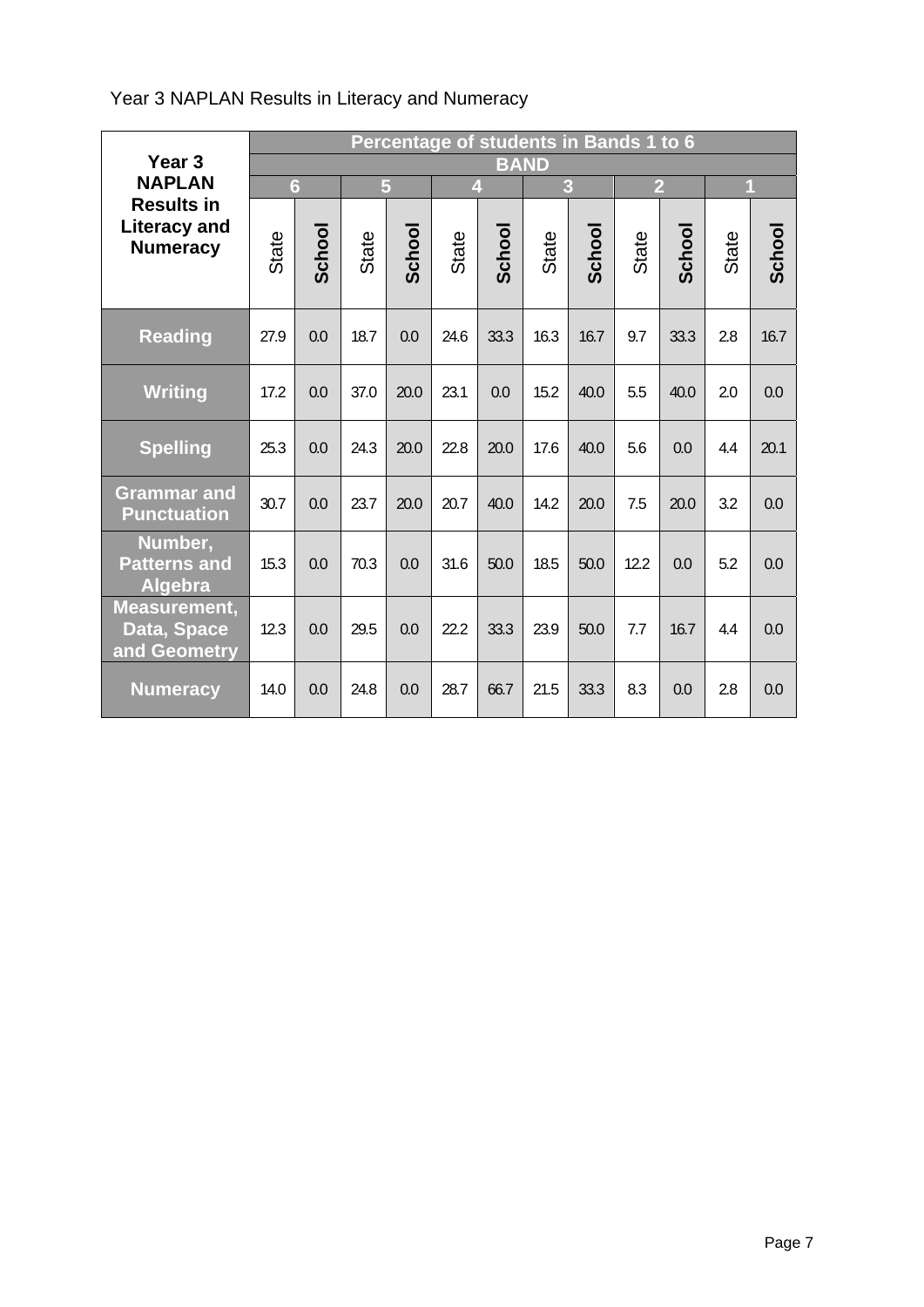Year 3 NAPLAN Results in Literacy and Numeracy

| Year 3 NAPLAN Results in Literacy and Numeracy | Percentage of students in Bands 1 to 6 | | | | | | | | | | | |
|---|---|---|---|---|---|---|---|---|---|---|---|---|
| | BAND | | | | | | | | | | | |
| | 6 | | 5 | | 4 | | 3 | | 2 | | 1 | |
| | State | School | State | School | State | School | State | School | State | School | State | School |
| **Reading** | 27.9 | 0.0 | 18.7 | 0.0 | 24.6 | 33.3 | 16.3 | 16.7 | 9.7 | 33.3 | 2.8 | 16.7 |
| **Writing** | 17.2 | 0.0 | 37.0 | 20.0 | 23.1 | 0.0 | 15.2 | 40.0 | 5.5 | 40.0 | 2.0 | 0.0 |
| **Spelling** | 25.3 | 0.0 | 24.3 | 20.0 | 22.8 | 20.0 | 17.6 | 40.0 | 5.6 | 0.0 | 4.4 | 20.1 |
| **Grammar and Punctuation** | 30.7 | 0.0 | 23.7 | 20.0 | 20.7 | 40.0 | 14.2 | 20.0 | 7.5 | 20.0 | 3.2 | 0.0 |
| **Number, Patterns and Algebra** | 15.3 | 0.0 | 70.3 | 0.0 | 31.6 | 50.0 | 18.5 | 50.0 | 12.2 | 0.0 | 5.2 | 0.0 |
| **Measurement, Data, Space and Geometry** | 12.3 | 0.0 | 29.5 | 0.0 | 22.2 | 33.3 | 23.9 | 50.0 | 7.7 | 16.7 | 4.4 | 0.0 |
| **Numeracy** | 14.0 | 0.0 | 24.8 | 0.0 | 28.7 | 66.7 | 21.5 | 33.3 | 8.3 | 0.0 | 2.8 | 0.0 |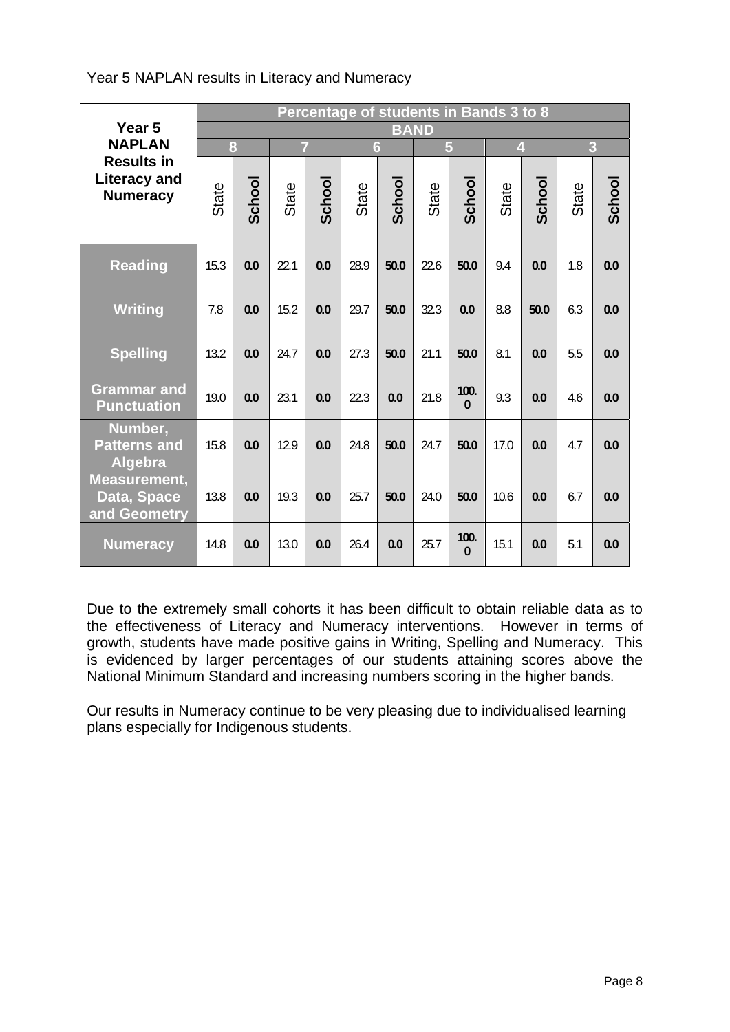Year 5 NAPLAN results in Literacy and Numeracy

| Year 5 NAPLAN Results in Literacy and Numeracy | Percentage of students in Bands 3 to 8 | | | | | | | | | | | |
|---|---|---|---|---|---|---|---|---|---|---|---|---|
| | BAND | | | | | | | | | | | |
| | 8 | | 7 | | 6 | | 5 | | 4 | | 3 | |
| | State | School | State | School | State | School | State | School | State | School | State | School |
| Reading | 15.3 | 0.0 | 22.1 | 0.0 | 28.9 | 50.0 | 22.6 | 50.0 | 9.4 | 0.0 | 1.8 | 0.0 |
| Writing | 7.8 | 0.0 | 15.2 | 0.0 | 29.7 | 50.0 | 32.3 | 0.0 | 8.8 | 50.0 | 6.3 | 0.0 |
| Spelling | 13.2 | 0.0 | 24.7 | 0.0 | 27.3 | 50.0 | 21.1 | 50.0 | 8.1 | 0.0 | 5.5 | 0.0 |
| Grammar and Punctuation | 19.0 | 0.0 | 23.1 | 0.0 | 22.3 | 0.0 | 21.8 | 100.0 | 9.3 | 0.0 | 4.6 | 0.0 |
| Number, Patterns and Algebra | 15.8 | 0.0 | 12.9 | 0.0 | 24.8 | 50.0 | 24.7 | 50.0 | 17.0 | 0.0 | 4.7 | 0.0 |
| Measurement, Data, Space and Geometry | 13.8 | 0.0 | 19.3 | 0.0 | 25.7 | 50.0 | 24.0 | 50.0 | 10.6 | 0.0 | 6.7 | 0.0 |
| Numeracy | 14.8 | 0.0 | 13.0 | 0.0 | 26.4 | 0.0 | 25.7 | 100.0 | 15.1 | 0.0 | 5.1 | 0.0 |

Due to the extremely small cohorts it has been difficult to obtain reliable data as to the effectiveness of Literacy and Numeracy interventions. However in terms of growth, students have made positive gains in Writing, Spelling and Numeracy. This is evidenced by larger percentages of our students attaining scores above the National Minimum Standard and increasing numbers scoring in the higher bands.

Our results in Numeracy continue to be very pleasing due to individualised learning plans especially for Indigenous students.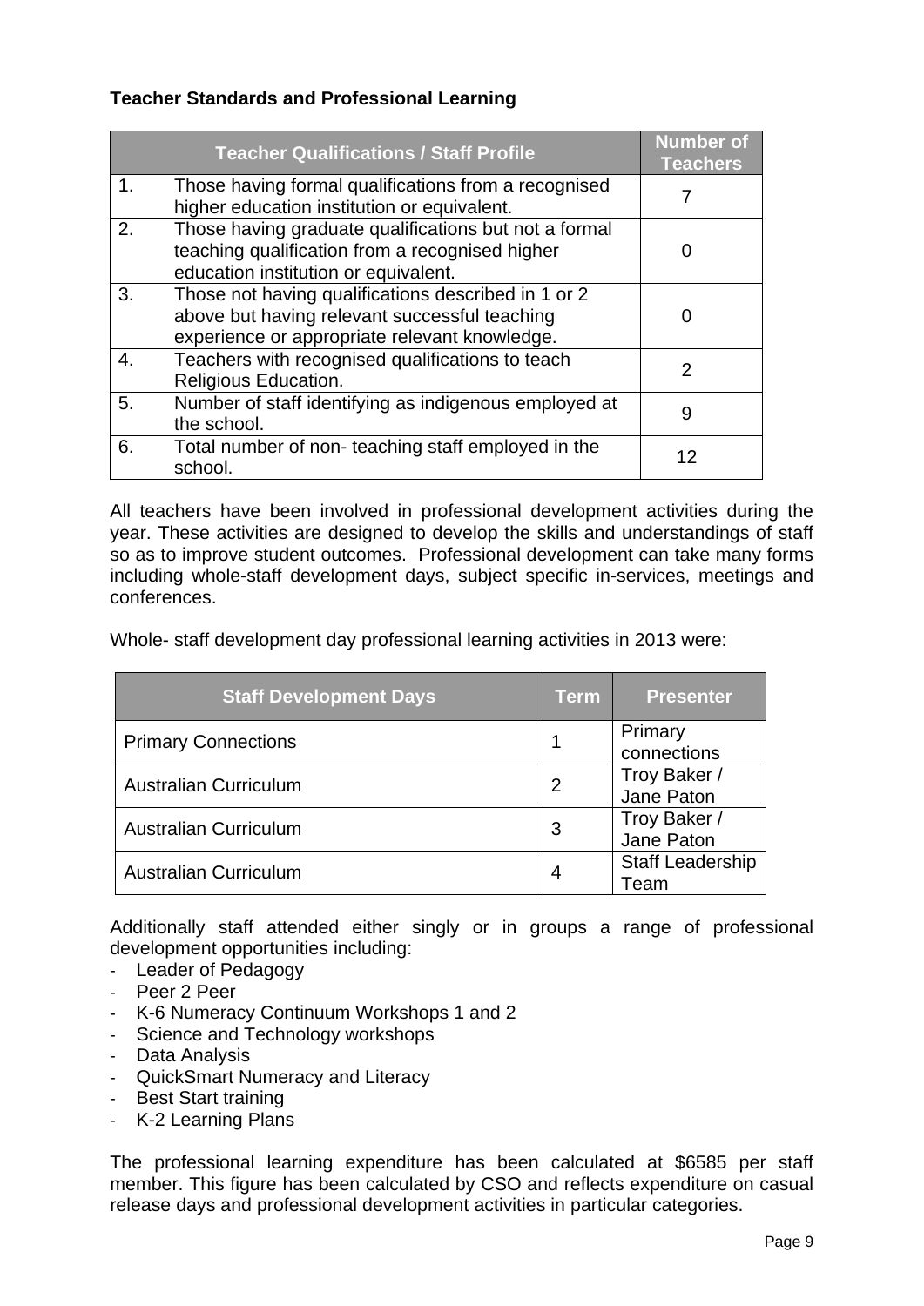**Teacher Standards and Professional Learning**

| | Teacher Qualifications / Staff Profile | Number of Teachers |
|---|---|---|
| 1. | Those having formal qualifications from a recognised higher education institution or equivalent. | 7 |
| 2. | Those having graduate qualifications but not a formal teaching qualification from a recognised higher education institution or equivalent. | 0 |
| 3. | Those not having qualifications described in 1 or 2 above but having relevant successful teaching experience or appropriate relevant knowledge. | 0 |
| 4. | Teachers with recognised qualifications to teach Religious Education. | 2 |
| 5. | Number of staff identifying as indigenous employed at the school. | 9 |
| 6. | Total number of non- teaching staff employed in the school. | 12 |

All teachers have been involved in professional development activities during the year. These activities are designed to develop the skills and understandings of staff so as to improve student outcomes. Professional development can take many forms including whole-staff development days, subject specific in-services, meetings and conferences.

Whole- staff development day professional learning activities in 2013 were:

| Staff Development Days | Term | Presenter |
|---|---|---|
| Primary Connections | 1 | Primary connections |
| Australian Curriculum | 2 | Troy Baker / Jane Paton |
| Australian Curriculum | 3 | Troy Baker / Jane Paton |
| Australian Curriculum | 4 | Staff Leadership Team |

Additionally staff attended either singly or in groups a range of professional development opportunities including:

- Leader of Pedagogy
- Peer 2 Peer
- K-6 Numeracy Continuum Workshops 1 and 2
- Science and Technology workshops
- Data Analysis
- QuickSmart Numeracy and Literacy
- Best Start training
- K-2 Learning Plans

The professional learning expenditure has been calculated at $6585 per staff member. This figure has been calculated by CSO and reflects expenditure on casual release days and professional development activities in particular categories.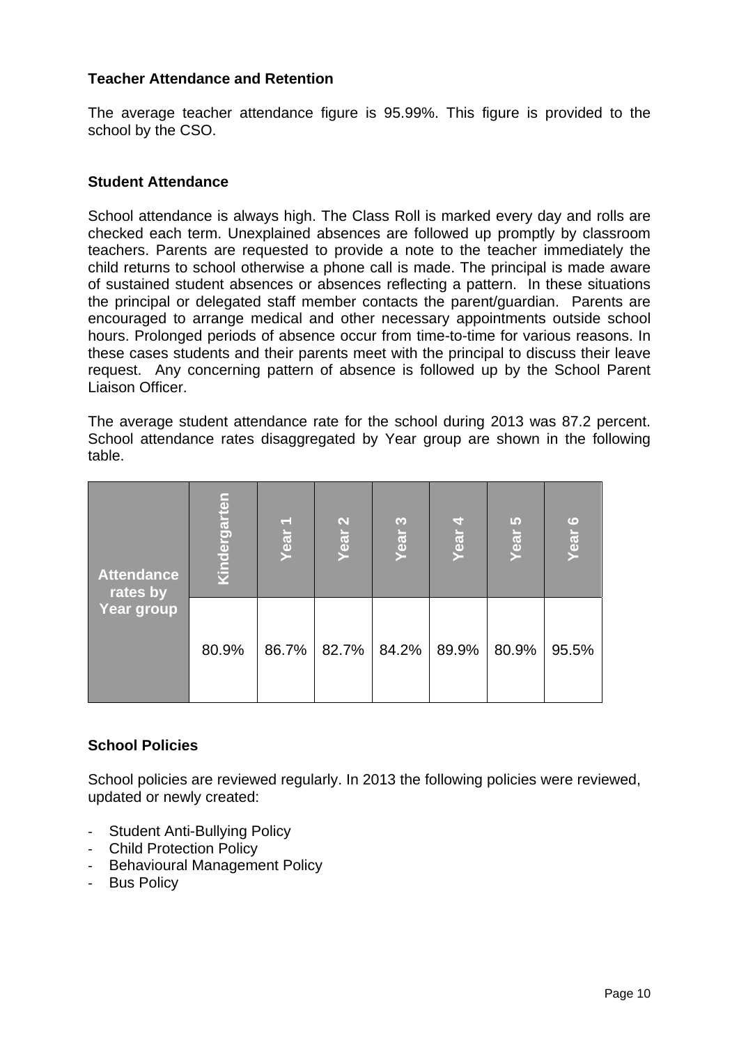## Teacher Attendance and Retention

The average teacher attendance figure is 95.99%. This figure is provided to the school by the CSO.

## Student Attendance

School attendance is always high. The Class Roll is marked every day and rolls are checked each term. Unexplained absences are followed up promptly by classroom teachers. Parents are requested to provide a note to the teacher immediately the child returns to school otherwise a phone call is made. The principal is made aware of sustained student absences or absences reflecting a pattern. In these situations the principal or delegated staff member contacts the parent/guardian. Parents are encouraged to arrange medical and other necessary appointments outside school hours. Prolonged periods of absence occur from time-to-time for various reasons. In these cases students and their parents meet with the principal to discuss their leave request. Any concerning pattern of absence is followed up by the School Parent Liaison Officer.

The average student attendance rate for the school during 2013 was 87.2 percent. School attendance rates disaggregated by Year group are shown in the following table.

| Attendance rates by Year group | Kindergarten | Year 1 | Year 2 | Year 3 | Year 4 | Year 5 | Year 6 |
|---|---|---|---|---|---|---|---|
| | 80.9% | 86.7% | 82.7% | 84.2% | 89.9% | 80.9% | 95.5% |

## School Policies

School policies are reviewed regularly. In 2013 the following policies were reviewed, updated or newly created:

- Student Anti-Bullying Policy
- Child Protection Policy
- Behavioural Management Policy
- Bus Policy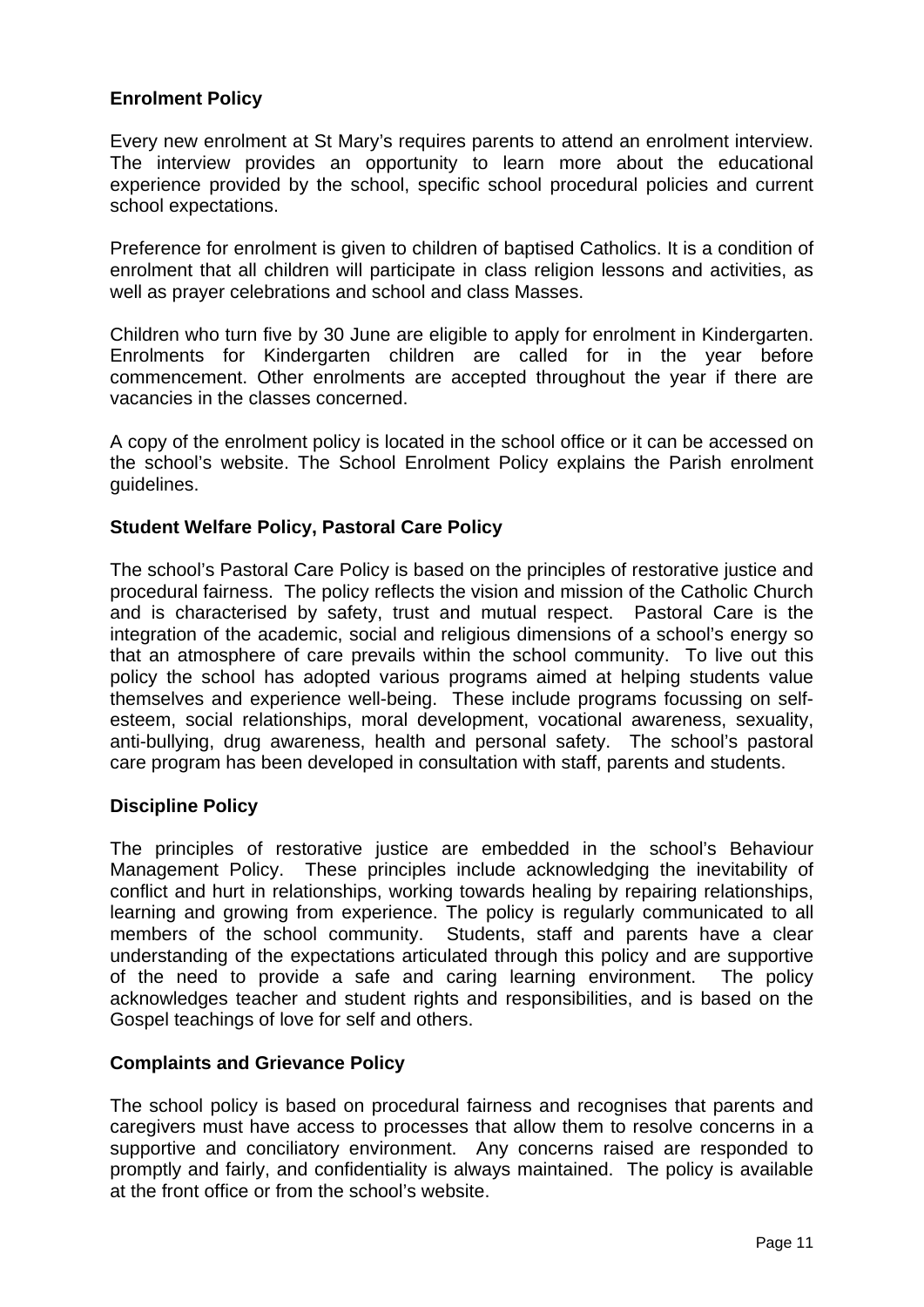**Enrolment Policy**

Every new enrolment at St Mary's requires parents to attend an enrolment interview. The interview provides an opportunity to learn more about the educational experience provided by the school, specific school procedural policies and current school expectations.

Preference for enrolment is given to children of baptised Catholics. It is a condition of enrolment that all children will participate in class religion lessons and activities, as well as prayer celebrations and school and class Masses.

Children who turn five by 30 June are eligible to apply for enrolment in Kindergarten. Enrolments for Kindergarten children are called for in the year before commencement. Other enrolments are accepted throughout the year if there are vacancies in the classes concerned.

A copy of the enrolment policy is located in the school office or it can be accessed on the school's website. The School Enrolment Policy explains the Parish enrolment guidelines.

**Student Welfare Policy, Pastoral Care Policy**

The school's Pastoral Care Policy is based on the principles of restorative justice and procedural fairness. The policy reflects the vision and mission of the Catholic Church and is characterised by safety, trust and mutual respect. Pastoral Care is the integration of the academic, social and religious dimensions of a school's energy so that an atmosphere of care prevails within the school community. To live out this policy the school has adopted various programs aimed at helping students value themselves and experience well-being. These include programs focussing on self-esteem, social relationships, moral development, vocational awareness, sexuality, anti-bullying, drug awareness, health and personal safety. The school's pastoral care program has been developed in consultation with staff, parents and students.

**Discipline Policy**

The principles of restorative justice are embedded in the school's Behaviour Management Policy. These principles include acknowledging the inevitability of conflict and hurt in relationships, working towards healing by repairing relationships, learning and growing from experience. The policy is regularly communicated to all members of the school community. Students, staff and parents have a clear understanding of the expectations articulated through this policy and are supportive of the need to provide a safe and caring learning environment. The policy acknowledges teacher and student rights and responsibilities, and is based on the Gospel teachings of love for self and others.

**Complaints and Grievance Policy**

The school policy is based on procedural fairness and recognises that parents and caregivers must have access to processes that allow them to resolve concerns in a supportive and conciliatory environment. Any concerns raised are responded to promptly and fairly, and confidentiality is always maintained. The policy is available at the front office or from the school's website.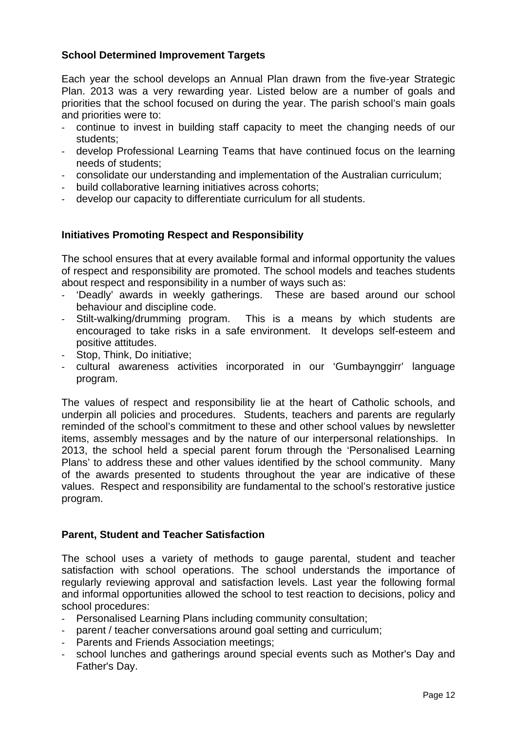## School Determined Improvement Targets

Each year the school develops an Annual Plan drawn from the five-year Strategic Plan. 2013 was a very rewarding year. Listed below are a number of goals and priorities that the school focused on during the year. The parish school's main goals and priorities were to:

- continue to invest in building staff capacity to meet the changing needs of our students;
- develop Professional Learning Teams that have continued focus on the learning needs of students;
- consolidate our understanding and implementation of the Australian curriculum;
- build collaborative learning initiatives across cohorts;
- develop our capacity to differentiate curriculum for all students.

## Initiatives Promoting Respect and Responsibility

The school ensures that at every available formal and informal opportunity the values of respect and responsibility are promoted. The school models and teaches students about respect and responsibility in a number of ways such as:

- 'Deadly' awards in weekly gatherings. These are based around our school behaviour and discipline code.
- Stilt-walking/drumming program. This is a means by which students are encouraged to take risks in a safe environment. It develops self-esteem and positive attitudes.
- Stop, Think, Do initiative;
- cultural awareness activities incorporated in our 'Gumbaynggirr' language program.

The values of respect and responsibility lie at the heart of Catholic schools, and underpin all policies and procedures. Students, teachers and parents are regularly reminded of the school's commitment to these and other school values by newsletter items, assembly messages and by the nature of our interpersonal relationships. In 2013, the school held a special parent forum through the 'Personalised Learning Plans' to address these and other values identified by the school community. Many of the awards presented to students throughout the year are indicative of these values. Respect and responsibility are fundamental to the school's restorative justice program.

## Parent, Student and Teacher Satisfaction

The school uses a variety of methods to gauge parental, student and teacher satisfaction with school operations. The school understands the importance of regularly reviewing approval and satisfaction levels. Last year the following formal and informal opportunities allowed the school to test reaction to decisions, policy and school procedures:

- Personalised Learning Plans including community consultation;
- parent / teacher conversations around goal setting and curriculum;
- Parents and Friends Association meetings;
- school lunches and gatherings around special events such as Mother's Day and Father's Day.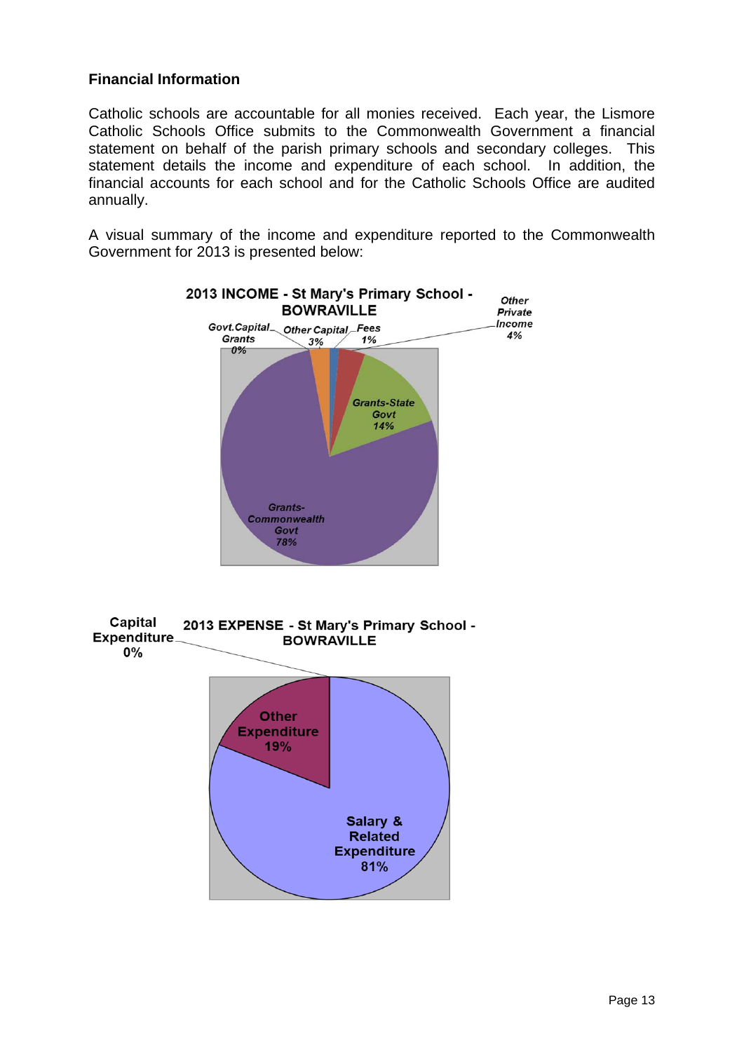### Financial Information

Catholic schools are accountable for all monies received. Each year, the Lismore Catholic Schools Office submits to the Commonwealth Government a financial statement on behalf of the parish primary schools and secondary colleges. This statement details the income and expenditure of each school. In addition, the financial accounts for each school and for the Catholic Schools Office are audited annually.

A visual summary of the income and expenditure reported to the Commonwealth Government for 2013 is presented below:

**2013 INCOME - St Mary's Primary School - BOWRAVILLE**

Govt.Capital Grants 0%

Other Capital 3%

Fees 1%

Other Private Income 4%

Grants-State Govt 14%

Grants-Commonwealth Govt 78%

**2013 EXPENSE - St Mary's Primary School - BOWRAVILLE**

Capital Expenditure 0%

Other Expenditure 19%

Salary & Related Expenditure 81%